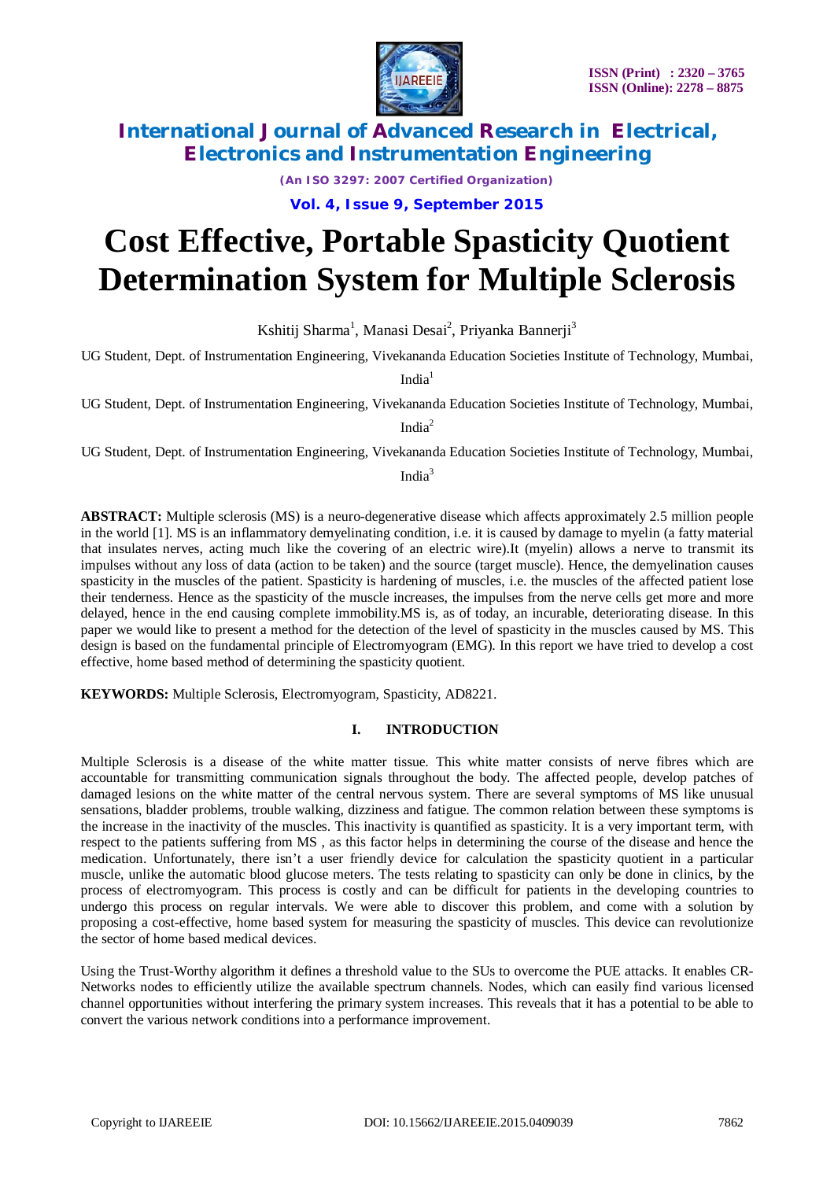# Cost Effective, Portable Spasticity Quotient Determination System for Multiple Sclerosis

Kshitij Sharma[1], Manasi Desai[2], Priyanka Bannerji[3]

UG Student, Dept. of Instrumentation Engineering, Vivekananda Education Societies Institute of Technology, Mumbai, India[1]

UG Student, Dept. of Instrumentation Engineering, Vivekananda Education Societies Institute of Technology, Mumbai, India[2]

UG Student, Dept. of Instrumentation Engineering, Vivekananda Education Societies Institute of Technology, Mumbai, India[3]

**ABSTRACT:** Multiple sclerosis (MS) is a neuro-degenerative disease which affects approximately 2.5 million people in the world [1]. MS is an inflammatory demyelinating condition, i.e. it is caused by damage to myelin (a fatty material that insulates nerves, acting much like the covering of an electric wire).It (myelin) allows a nerve to transmit its impulses without any loss of data (action to be taken) and the source (target muscle). Hence, the demyelination causes spasticity in the muscles of the patient. Spasticity is hardening of muscles, i.e. the muscles of the affected patient lose their tenderness. Hence as the spasticity of the muscle increases, the impulses from the nerve cells get more and more delayed, hence in the end causing complete immobility.MS is, as of today, an incurable, deteriorating disease. In this paper we would like to present a method for the detection of the level of spasticity in the muscles caused by MS. This design is based on the fundamental principle of Electromyogram (EMG). In this report we have tried to develop a cost effective, home based method of determining the spasticity quotient.

**KEYWORDS:** Multiple Sclerosis, Electromyogram, Spasticity, AD8221.

## I. INTRODUCTION

Multiple Sclerosis is a disease of the white matter tissue. This white matter consists of nerve fibres which are accountable for transmitting communication signals throughout the body. The affected people, develop patches of damaged lesions on the white matter of the central nervous system. There are several symptoms of MS like unusual sensations, bladder problems, trouble walking, dizziness and fatigue. The common relation between these symptoms is the increase in the inactivity of the muscles. This inactivity is quantified as spasticity. It is a very important term, with respect to the patients suffering from MS , as this factor helps in determining the course of the disease and hence the medication. Unfortunately, there isn't a user friendly device for calculation the spasticity quotient in a particular muscle, unlike the automatic blood glucose meters. The tests relating to spasticity can only be done in clinics, by the process of electromyogram. This process is costly and can be difficult for patients in the developing countries to undergo this process on regular intervals. We were able to discover this problem, and come with a solution by proposing a cost-effective, home based system for measuring the spasticity of muscles. This device can revolutionize the sector of home based medical devices.

Using the Trust-Worthy algorithm it defines a threshold value to the SUs to overcome the PUE attacks. It enables CR-Networks nodes to efficiently utilize the available spectrum channels. Nodes, which can easily find various licensed channel opportunities without interfering the primary system increases. This reveals that it has a potential to be able to convert the various network conditions into a performance improvement.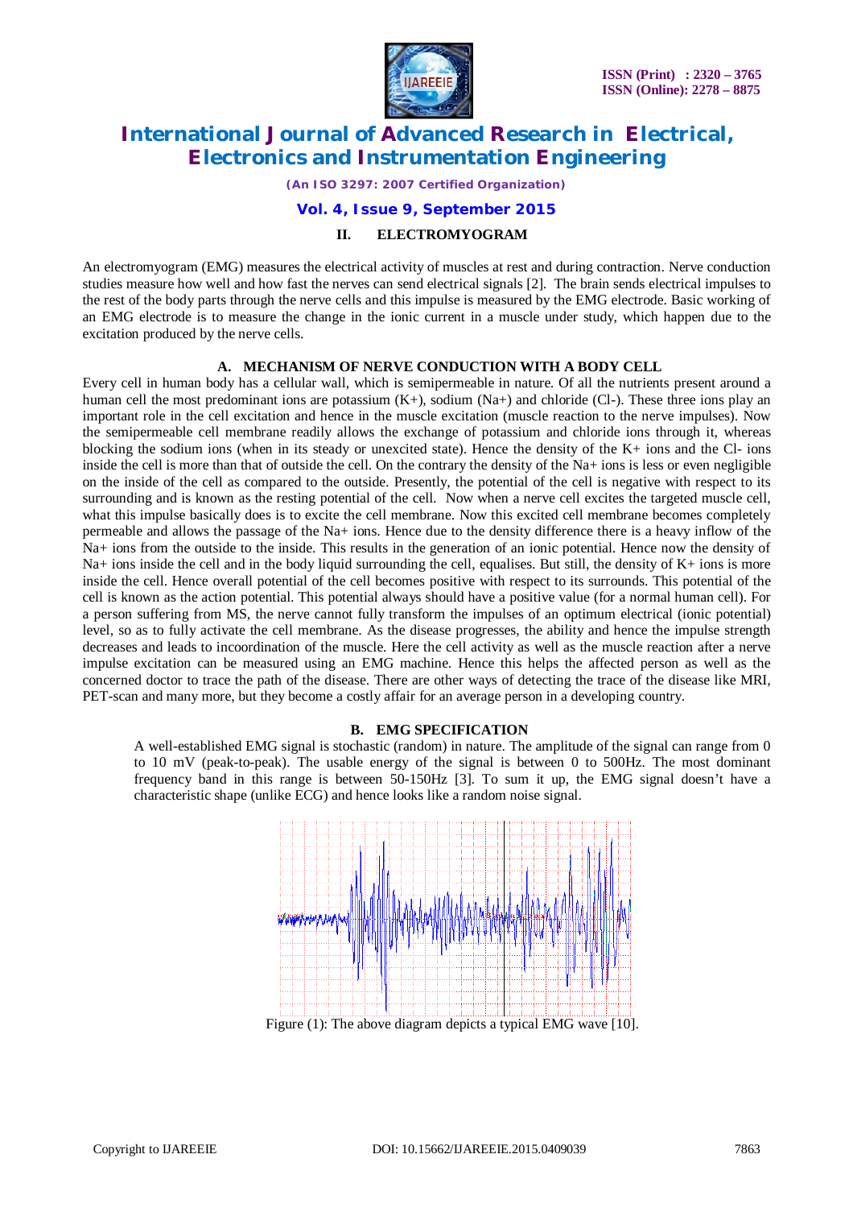## II. ELECTROMYOGRAM

An electromyogram (EMG) measures the electrical activity of muscles at rest and during contraction. Nerve conduction studies measure how well and how fast the nerves can send electrical signals [2]. The brain sends electrical impulses to the rest of the body parts through the nerve cells and this impulse is measured by the EMG electrode. Basic working of an EMG electrode is to measure the change in the ionic current in a muscle under study, which happen due to the excitation produced by the nerve cells.

### A. MECHANISM OF NERVE CONDUCTION WITH A BODY CELL

Every cell in human body has a cellular wall, which is semipermeable in nature. Of all the nutrients present around a human cell the most predominant ions are potassium ($K+$), sodium ($Na+$) and chloride ($Cl-$). These three ions play an important role in the cell excitation and hence in the muscle excitation (muscle reaction to the nerve impulses). Now the semipermeable cell membrane readily allows the exchange of potassium and chloride ions through it, whereas blocking the sodium ions (when in its steady or unexcited state). Hence the density of the K+ ions and the Cl- ions inside the cell is more than that of outside the cell. On the contrary the density of the Na+ ions is less or even negligible on the inside of the cell as compared to the outside. Presently, the potential of the cell is negative with respect to its surrounding and is known as the resting potential of the cell. Now when a nerve cell excites the targeted muscle cell, what this impulse basically does is to excite the cell membrane. Now this excited cell membrane becomes completely permeable and allows the passage of the Na+ ions. Hence due to the density difference there is a heavy inflow of the Na+ ions from the outside to the inside. This results in the generation of an ionic potential. Hence now the density of Na+ ions inside the cell and in the body liquid surrounding the cell, equalises. But still, the density of K+ ions is more inside the cell. Hence overall potential of the cell becomes positive with respect to its surrounds. This potential of the cell is known as the action potential. This potential always should have a positive value (for a normal human cell). For a person suffering from MS, the nerve cannot fully transform the impulses of an optimum electrical (ionic potential) level, so as to fully activate the cell membrane. As the disease progresses, the ability and hence the impulse strength decreases and leads to incoordination of the muscle. Here the cell activity as well as the muscle reaction after a nerve impulse excitation can be measured using an EMG machine. Hence this helps the affected person as well as the concerned doctor to trace the path of the disease. There are other ways of detecting the trace of the disease like MRI, PET-scan and many more, but they become a costly affair for an average person in a developing country.

### B. EMG SPECIFICATION

A well-established EMG signal is stochastic (random) in nature. The amplitude of the signal can range from 0 to 10 mV (peak-to-peak). The usable energy of the signal is between 0 to 500Hz. The most dominant frequency band in this range is between 50-150Hz [3]. To sum it up, the EMG signal doesn't have a characteristic shape (unlike ECG) and hence looks like a random noise signal.

Figure (1): The above diagram depicts a typical EMG wave [10].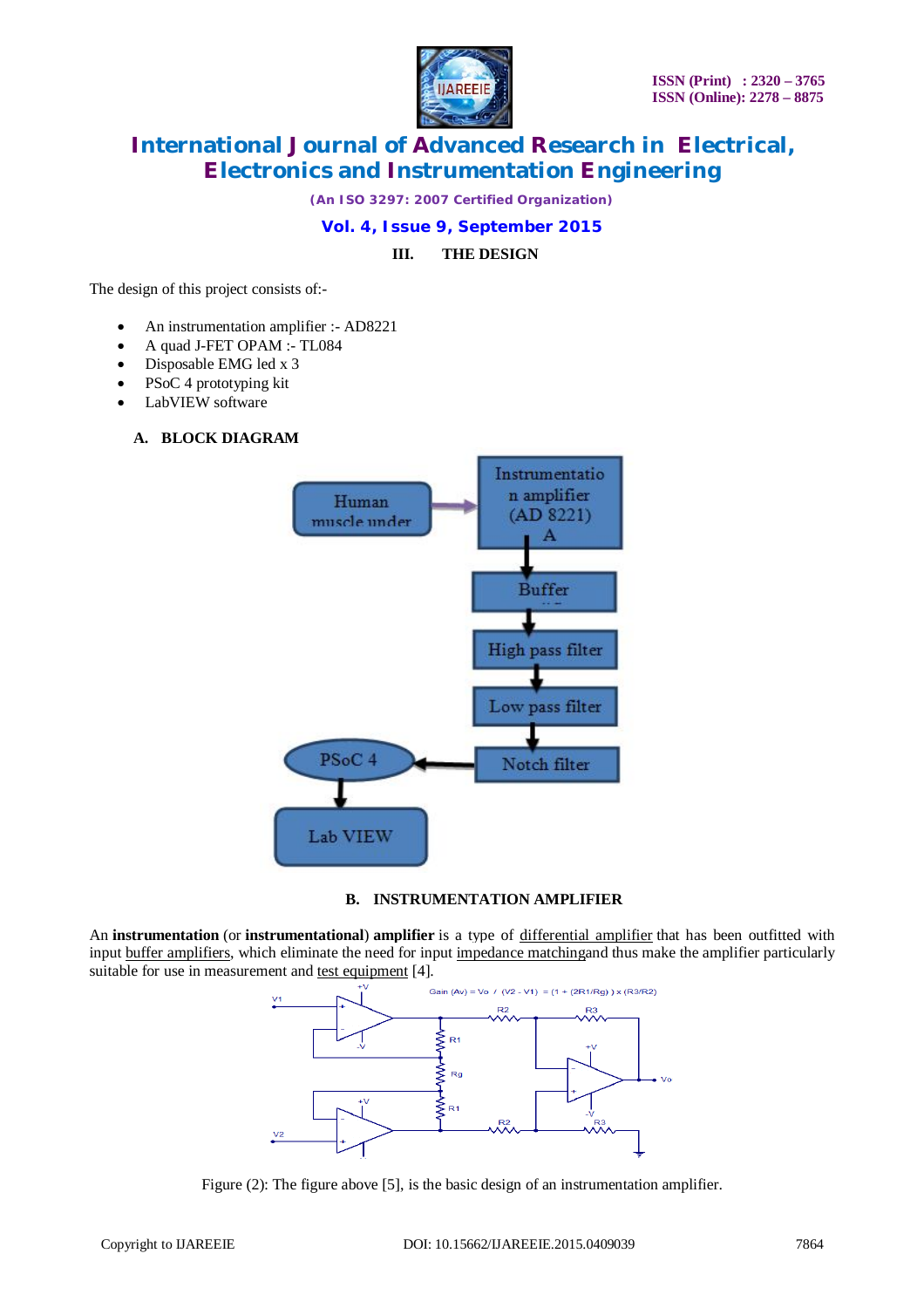## III. THE DESIGN

The design of this project consists of:-

- An instrumentation amplifier :- AD8221
- A quad J-FET OPAM :- TL084
- Disposable EMG led x 3
- PSoC 4 prototyping kit
- LabVIEW software

### A. BLOCK DIAGRAM

### B. INSTRUMENTATION AMPLIFIER

An **instrumentation** (or **instrumentational**) **amplifier** is a type of differential amplifier that has been outfitted with input buffer amplifiers, which eliminate the need for input impedance matchingand thus make the amplifier particularly suitable for use in measurement and test equipment [4].

Figure (2): The figure above [5], is the basic design of an instrumentation amplifier.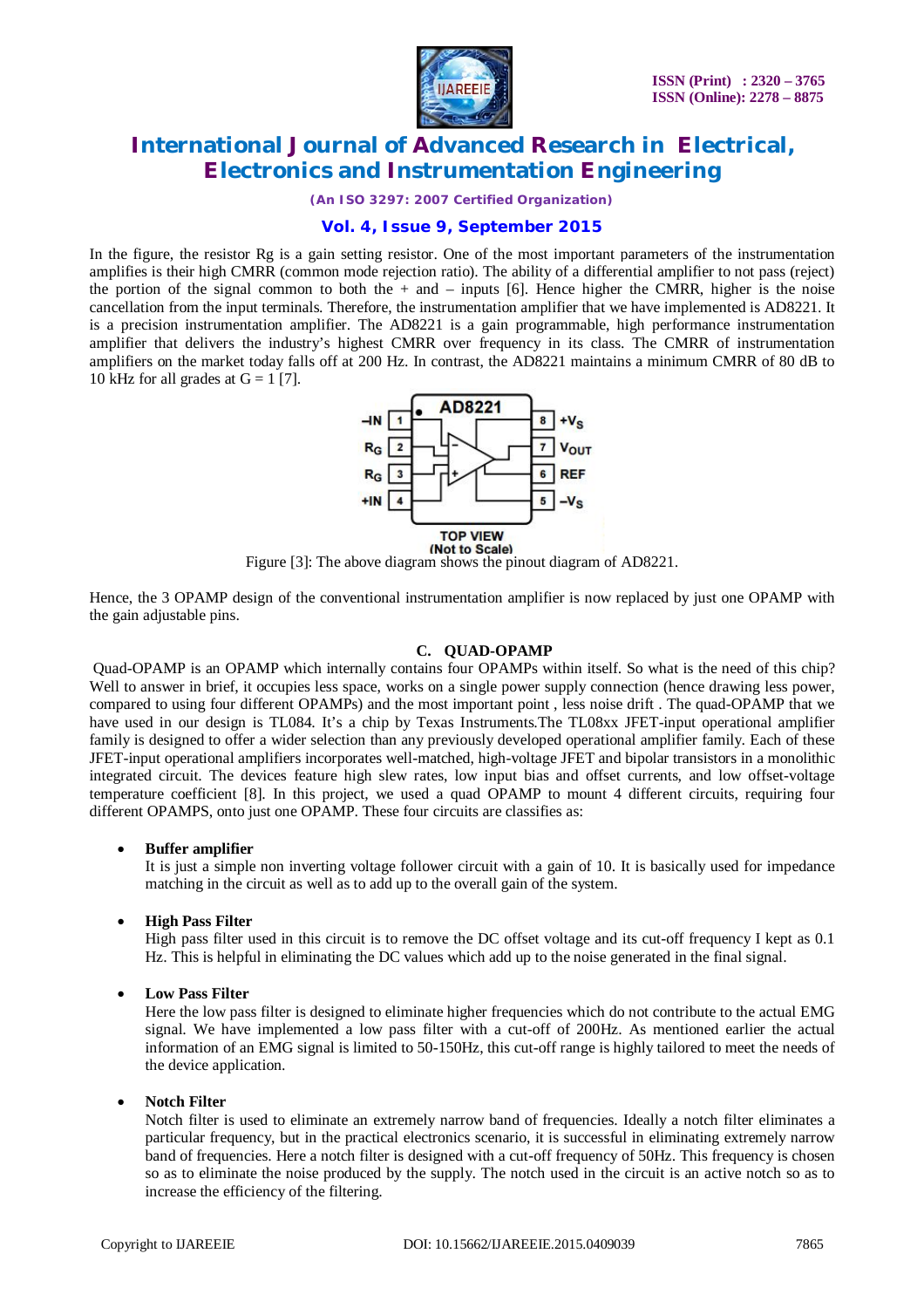In the figure, the resistor Rg is a gain setting resistor. One of the most important parameters of the instrumentation amplifies is their high CMRR (common mode rejection ratio). The ability of a differential amplifier to not pass (reject) the portion of the signal common to both the + and – inputs [6]. Hence higher the CMRR, higher is the noise cancellation from the input terminals. Therefore, the instrumentation amplifier that we have implemented is AD8221. It is a precision instrumentation amplifier. The AD8221 is a gain programmable, high performance instrumentation amplifier that delivers the industry's highest CMRR over frequency in its class. The CMRR of instrumentation amplifiers on the market today falls off at 200 Hz. In contrast, the AD8221 maintains a minimum CMRR of 80 dB to 10 kHz for all grades at G = 1 [7].

Figure [3]: The above diagram shows the pinout diagram of AD8221.

Hence, the 3 OPAMP design of the conventional instrumentation amplifier is now replaced by just one OPAMP with the gain adjustable pins.

### C. QUAD-OPAMP

Quad-OPAMP is an OPAMP which internally contains four OPAMPs within itself. So what is the need of this chip? Well to answer in brief, it occupies less space, works on a single power supply connection (hence drawing less power, compared to using four different OPAMPs) and the most important point , less noise drift . The quad-OPAMP that we have used in our design is TL084. It's a chip by Texas Instruments.The TL08xx JFET-input operational amplifier family is designed to offer a wider selection than any previously developed operational amplifier family. Each of these JFET-input operational amplifiers incorporates well-matched, high-voltage JFET and bipolar transistors in a monolithic integrated circuit. The devices feature high slew rates, low input bias and offset currents, and low offset-voltage temperature coefficient [8]. In this project, we used a quad OPAMP to mount 4 different circuits, requiring four different OPAMPS, onto just one OPAMP. These four circuits are classifies as:

- **Buffer amplifier**
  It is just a simple non inverting voltage follower circuit with a gain of 10. It is basically used for impedance matching in the circuit as well as to add up to the overall gain of the system.

- **High Pass Filter**
  High pass filter used in this circuit is to remove the DC offset voltage and its cut-off frequency I kept as 0.1 Hz. This is helpful in eliminating the DC values which add up to the noise generated in the final signal.

- **Low Pass Filter**
  Here the low pass filter is designed to eliminate higher frequencies which do not contribute to the actual EMG signal. We have implemented a low pass filter with a cut-off of 200Hz. As mentioned earlier the actual information of an EMG signal is limited to 50-150Hz, this cut-off range is highly tailored to meet the needs of the device application.

- **Notch Filter**
  Notch filter is used to eliminate an extremely narrow band of frequencies. Ideally a notch filter eliminates a particular frequency, but in the practical electronics scenario, it is successful in eliminating extremely narrow band of frequencies. Here a notch filter is designed with a cut-off frequency of 50Hz. This frequency is chosen so as to eliminate the noise produced by the supply. The notch used in the circuit is an active notch so as to increase the efficiency of the filtering.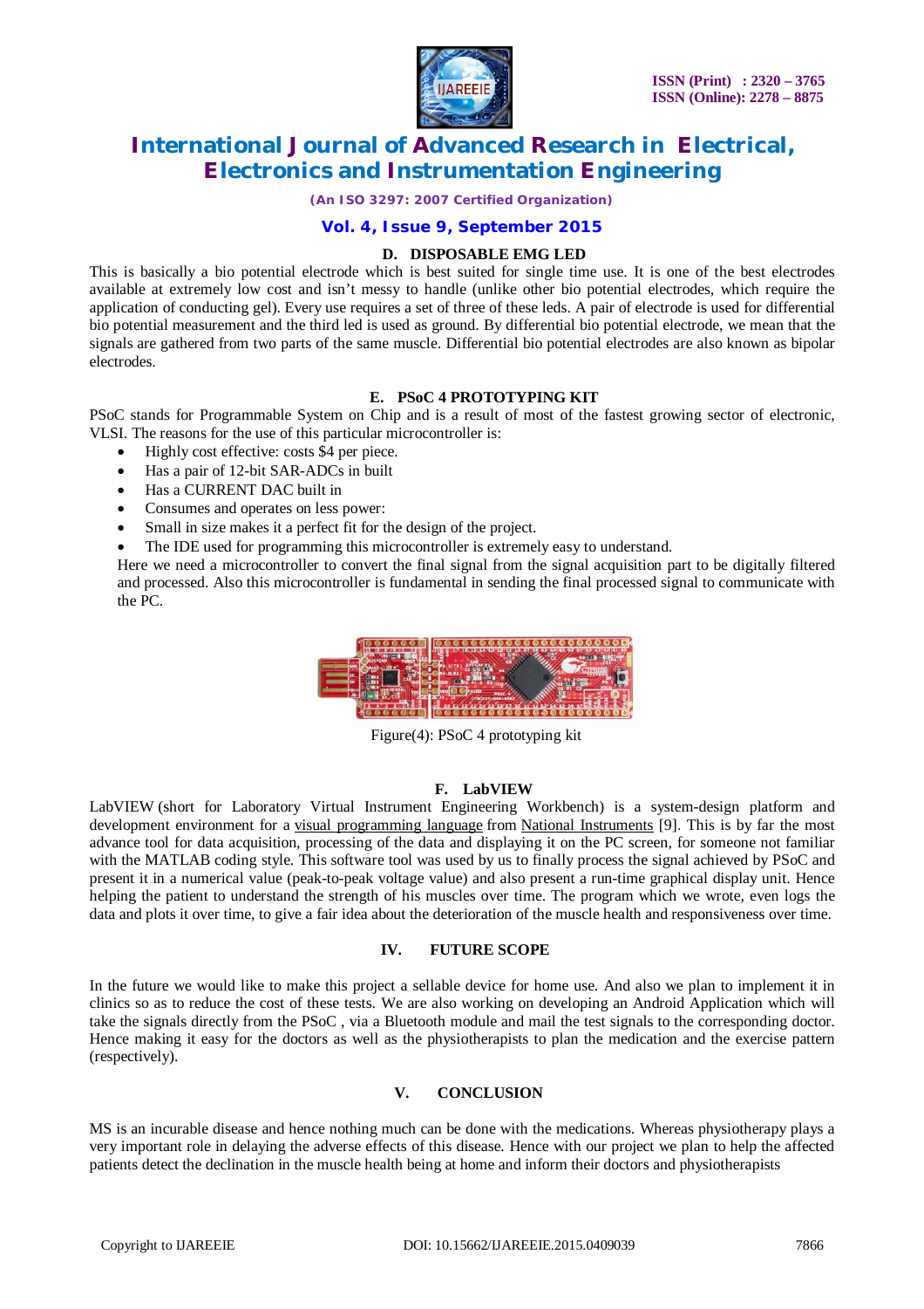### D. DISPOSABLE EMG LED

This is basically a bio potential electrode which is best suited for single time use. It is one of the best electrodes available at extremely low cost and isn't messy to handle (unlike other bio potential electrodes, which require the application of conducting gel). Every use requires a set of three of these leds. A pair of electrode is used for differential bio potential measurement and the third led is used as ground. By differential bio potential electrode, we mean that the signals are gathered from two parts of the same muscle. Differential bio potential electrodes are also known as bipolar electrodes.

### E. PSoC 4 PROTOTYPING KIT

PSoC stands for Programmable System on Chip and is a result of most of the fastest growing sector of electronic, VLSI. The reasons for the use of this particular microcontroller is:

- Highly cost effective: costs $4 per piece.
- Has a pair of 12-bit SAR-ADCs in built
- Has a CURRENT DAC built in
- Consumes and operates on less power:
- Small in size makes it a perfect fit for the design of the project.
- The IDE used for programming this microcontroller is extremely easy to understand.

Here we need a microcontroller to convert the final signal from the signal acquisition part to be digitally filtered and processed. Also this microcontroller is fundamental in sending the final processed signal to communicate with the PC.

Figure(4): PSoC 4 prototyping kit

### F. LabVIEW

LabVIEW (short for Laboratory Virtual Instrument Engineering Workbench) is a system-design platform and development environment for a visual programming language from National Instruments [9]. This is by far the most advance tool for data acquisition, processing of the data and displaying it on the PC screen, for someone not familiar with the MATLAB coding style. This software tool was used by us to finally process the signal achieved by PSoC and present it in a numerical value (peak-to-peak voltage value) and also present a run-time graphical display unit. Hence helping the patient to understand the strength of his muscles over time. The program which we wrote, even logs the data and plots it over time, to give a fair idea about the deterioration of the muscle health and responsiveness over time.

## IV. FUTURE SCOPE

In the future we would like to make this project a sellable device for home use. And also we plan to implement it in clinics so as to reduce the cost of these tests. We are also working on developing an Android Application which will take the signals directly from the PSoC , via a Bluetooth module and mail the test signals to the corresponding doctor. Hence making it easy for the doctors as well as the physiotherapists to plan the medication and the exercise pattern (respectively).

## V. CONCLUSION

MS is an incurable disease and hence nothing much can be done with the medications. Whereas physiotherapy plays a very important role in delaying the adverse effects of this disease. Hence with our project we plan to help the affected patients detect the declination in the muscle health being at home and inform their doctors and physiotherapists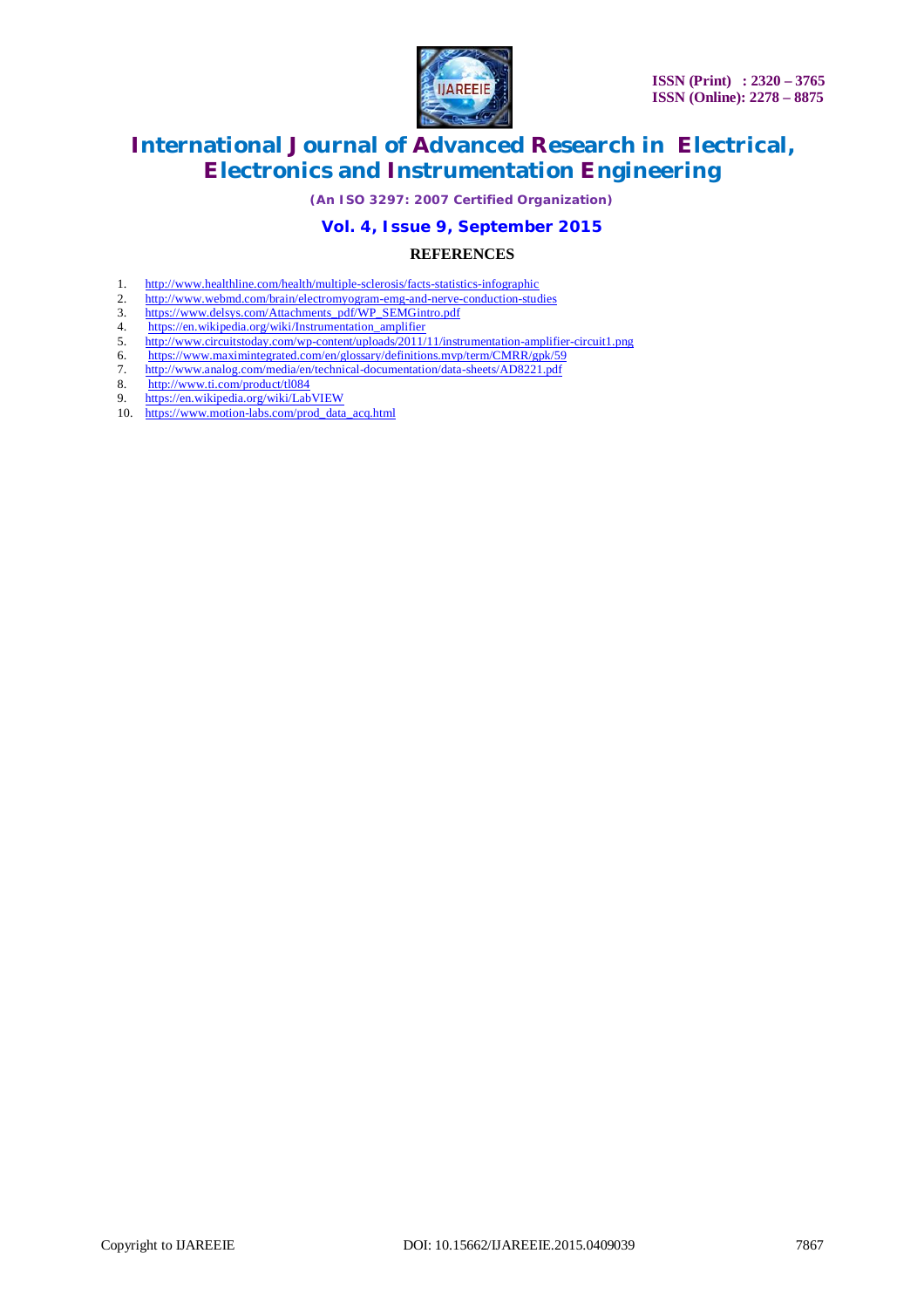## REFERENCES

1. http://www.healthline.com/health/multiple-sclerosis/facts-statistics-infographic
2. http://www.webmd.com/brain/electromyogram-emg-and-nerve-conduction-studies
3. https://www.delsys.com/Attachments_pdf/WP_SEMGintro.pdf
4. https://en.wikipedia.org/wiki/Instrumentation_amplifier
5. http://www.circuitstoday.com/wp-content/uploads/2011/11/instrumentation-amplifier-circuit1.png
6. https://www.maximintegrated.com/en/glossary/definitions.mvp/term/CMRR/gpk/59
7. http://www.analog.com/media/en/technical-documentation/data-sheets/AD8221.pdf
8. http://www.ti.com/product/tl084
9. https://en.wikipedia.org/wiki/LabVIEW
10. https://www.motion-labs.com/prod_data_acq.html